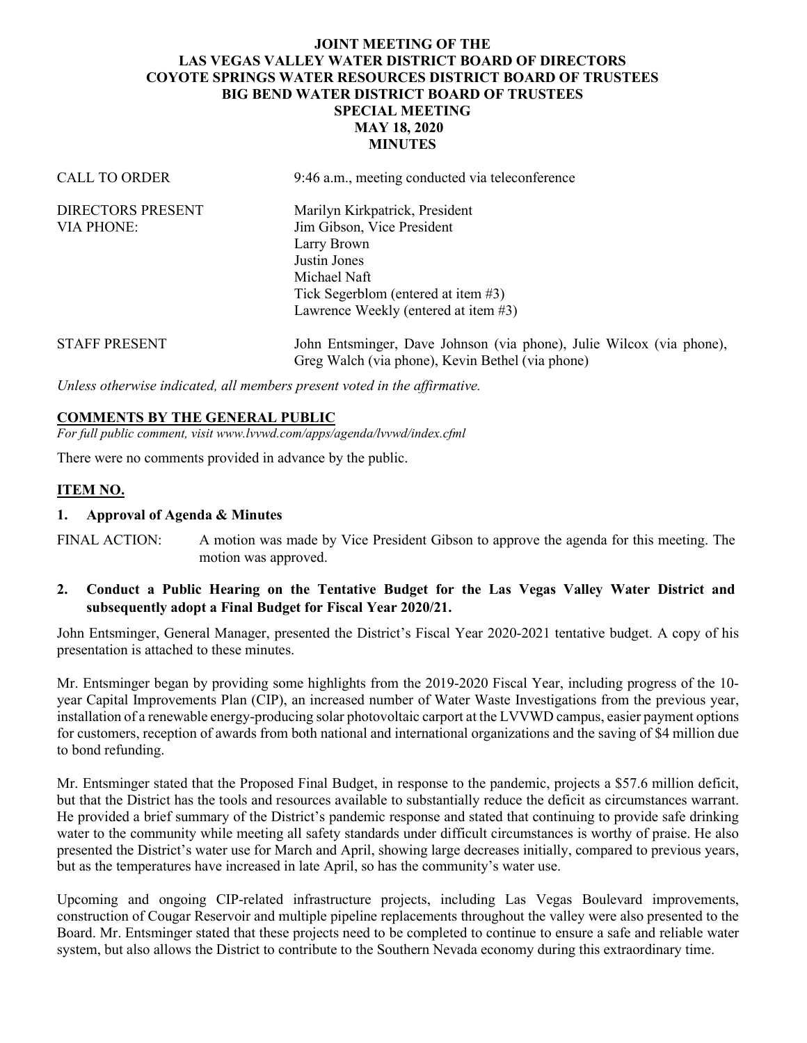# JOINT MEETING OF THE
# LAS VEGAS VALLEY WATER DISTRICT BOARD OF DIRECTORS
# COYOTE SPRINGS WATER RESOURCES DISTRICT BOARD OF TRUSTEES
# BIG BEND WATER DISTRICT BOARD OF TRUSTEES
## SPECIAL MEETING
## MAY 18, 2020
## MINUTES

| | |
|---|---|
| CALL TO ORDER | 9:46 a.m., meeting conducted via teleconference |
| DIRECTORS PRESENT VIA PHONE: | Marilyn Kirkpatrick, President<br>Jim Gibson, Vice President<br>Larry Brown<br>Justin Jones<br>Michael Naft<br>Tick Segerblom (entered at item #3)<br>Lawrence Weekly (entered at item #3) |
| STAFF PRESENT | John Entsminger, Dave Johnson (via phone), Julie Wilcox (via phone), Greg Walch (via phone), Kevin Bethel (via phone) |

*Unless otherwise indicated, all members present voted in the affirmative.*

**COMMENTS BY THE GENERAL PUBLIC**

*For full public comment, visit www.lvvwd.com/apps/agenda/lvvwd/index.cfml*

There were no comments provided in advance by the public.

**ITEM NO.**

**1. Approval of Agenda & Minutes**

FINAL ACTION: A motion was made by Vice President Gibson to approve the agenda for this meeting. The motion was approved.

**2. Conduct a Public Hearing on the Tentative Budget for the Las Vegas Valley Water District and subsequently adopt a Final Budget for Fiscal Year 2020/21.**

John Entsminger, General Manager, presented the District's Fiscal Year 2020-2021 tentative budget. A copy of his presentation is attached to these minutes.

Mr. Entsminger began by providing some highlights from the 2019-2020 Fiscal Year, including progress of the 10-year Capital Improvements Plan (CIP), an increased number of Water Waste Investigations from the previous year, installation of a renewable energy-producing solar photovoltaic carport at the LVVWD campus, easier payment options for customers, reception of awards from both national and international organizations and the saving of $4 million due to bond refunding.

Mr. Entsminger stated that the Proposed Final Budget, in response to the pandemic, projects a $57.6 million deficit, but that the District has the tools and resources available to substantially reduce the deficit as circumstances warrant. He provided a brief summary of the District's pandemic response and stated that continuing to provide safe drinking water to the community while meeting all safety standards under difficult circumstances is worthy of praise. He also presented the District's water use for March and April, showing large decreases initially, compared to previous years, but as the temperatures have increased in late April, so has the community's water use.

Upcoming and ongoing CIP-related infrastructure projects, including Las Vegas Boulevard improvements, construction of Cougar Reservoir and multiple pipeline replacements throughout the valley were also presented to the Board. Mr. Entsminger stated that these projects need to be completed to continue to ensure a safe and reliable water system, but also allows the District to contribute to the Southern Nevada economy during this extraordinary time.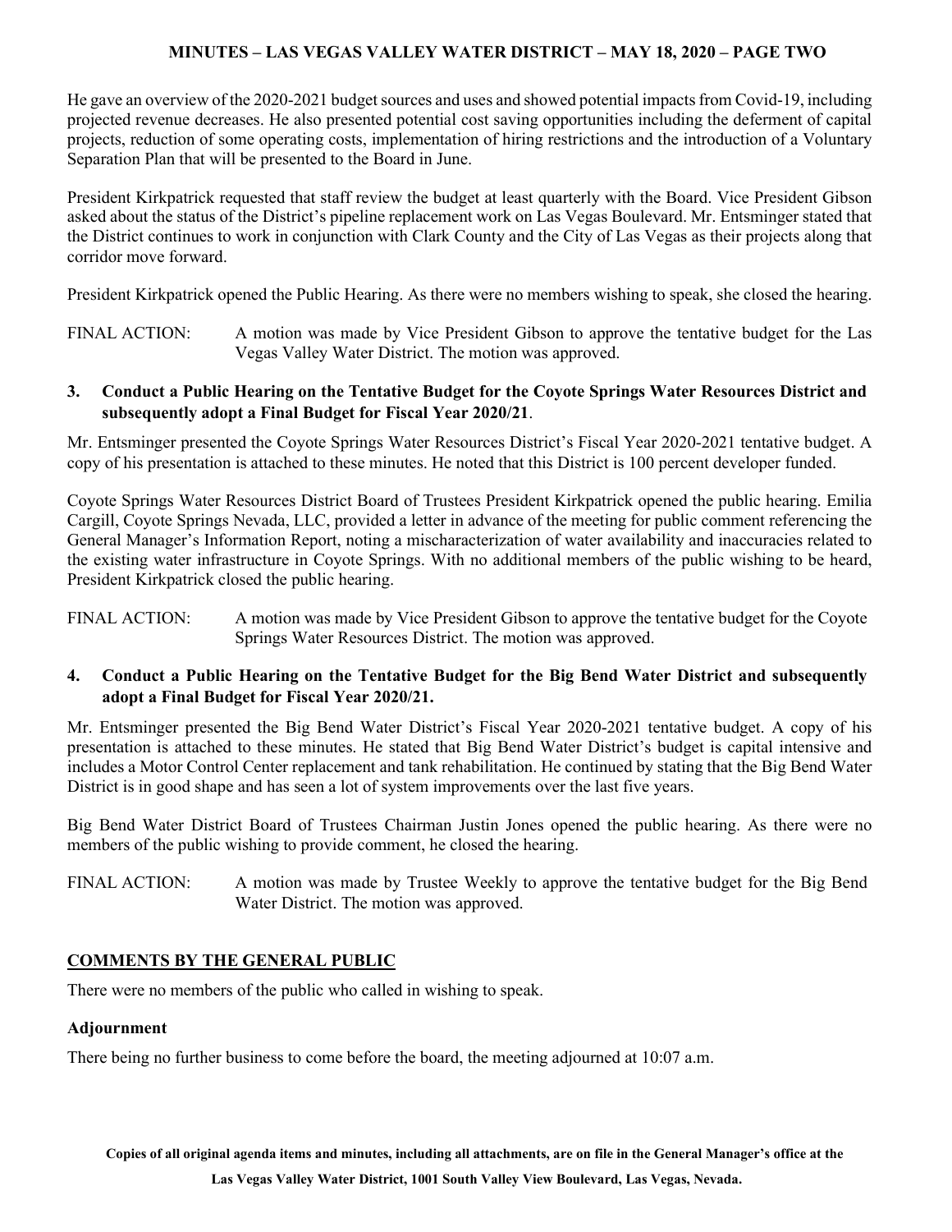He gave an overview of the 2020-2021 budget sources and uses and showed potential impacts from Covid-19, including projected revenue decreases. He also presented potential cost saving opportunities including the deferment of capital projects, reduction of some operating costs, implementation of hiring restrictions and the introduction of a Voluntary Separation Plan that will be presented to the Board in June.

President Kirkpatrick requested that staff review the budget at least quarterly with the Board. Vice President Gibson asked about the status of the District's pipeline replacement work on Las Vegas Boulevard. Mr. Entsminger stated that the District continues to work in conjunction with Clark County and the City of Las Vegas as their projects along that corridor move forward.

President Kirkpatrick opened the Public Hearing. As there were no members wishing to speak, she closed the hearing.

FINAL ACTION: A motion was made by Vice President Gibson to approve the tentative budget for the Las Vegas Valley Water District. The motion was approved.

**3. Conduct a Public Hearing on the Tentative Budget for the Coyote Springs Water Resources District and subsequently adopt a Final Budget for Fiscal Year 2020/21**.

Mr. Entsminger presented the Coyote Springs Water Resources District's Fiscal Year 2020-2021 tentative budget. A copy of his presentation is attached to these minutes. He noted that this District is 100 percent developer funded.

Coyote Springs Water Resources District Board of Trustees President Kirkpatrick opened the public hearing. Emilia Cargill, Coyote Springs Nevada, LLC, provided a letter in advance of the meeting for public comment referencing the General Manager's Information Report, noting a mischaracterization of water availability and inaccuracies related to the existing water infrastructure in Coyote Springs. With no additional members of the public wishing to be heard, President Kirkpatrick closed the public hearing.

FINAL ACTION: A motion was made by Vice President Gibson to approve the tentative budget for the Coyote Springs Water Resources District. The motion was approved.

**4. Conduct a Public Hearing on the Tentative Budget for the Big Bend Water District and subsequently adopt a Final Budget for Fiscal Year 2020/21.**

Mr. Entsminger presented the Big Bend Water District's Fiscal Year 2020-2021 tentative budget. A copy of his presentation is attached to these minutes. He stated that Big Bend Water District's budget is capital intensive and includes a Motor Control Center replacement and tank rehabilitation. He continued by stating that the Big Bend Water District is in good shape and has seen a lot of system improvements over the last five years.

Big Bend Water District Board of Trustees Chairman Justin Jones opened the public hearing. As there were no members of the public wishing to provide comment, he closed the hearing.

FINAL ACTION: A motion was made by Trustee Weekly to approve the tentative budget for the Big Bend Water District. The motion was approved.

## COMMENTS BY THE GENERAL PUBLIC

There were no members of the public who called in wishing to speak.

### Adjournment

There being no further business to come before the board, the meeting adjourned at 10:07 a.m.

**Copies of all original agenda items and minutes, including all attachments, are on file in the General Manager's office at the Las Vegas Valley Water District, 1001 South Valley View Boulevard, Las Vegas, Nevada.**